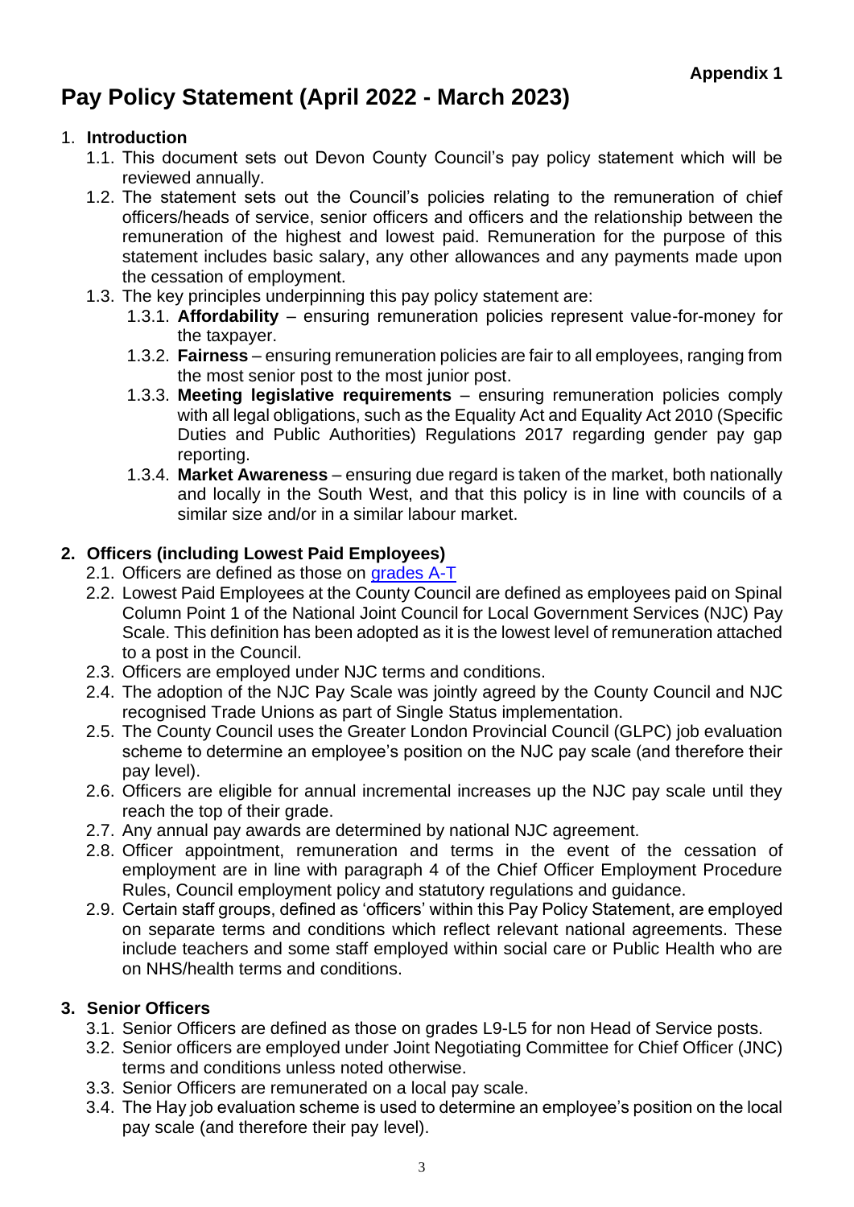**Appendix 1**

# Pay Policy Statement (April 2022 - March 2023)

## 1. Introduction

1.1. This document sets out Devon County Council's pay policy statement which will be reviewed annually.

1.2. The statement sets out the Council's policies relating to the remuneration of chief officers/heads of service, senior officers and officers and the relationship between the remuneration of the highest and lowest paid. Remuneration for the purpose of this statement includes basic salary, any other allowances and any payments made upon the cessation of employment.

1.3. The key principles underpinning this pay policy statement are:

1.3.1. **Affordability** – ensuring remuneration policies represent value-for-money for the taxpayer.

1.3.2. **Fairness** – ensuring remuneration policies are fair to all employees, ranging from the most senior post to the most junior post.

1.3.3. **Meeting legislative requirements** – ensuring remuneration policies comply with all legal obligations, such as the Equality Act and Equality Act 2010 (Specific Duties and Public Authorities) Regulations 2017 regarding gender pay gap reporting.

1.3.4. **Market Awareness** – ensuring due regard is taken of the market, both nationally and locally in the South West, and that this policy is in line with councils of a similar size and/or in a similar labour market.

## 2. Officers (including Lowest Paid Employees)

2.1. Officers are defined as those on grades A-T

2.2. Lowest Paid Employees at the County Council are defined as employees paid on Spinal Column Point 1 of the National Joint Council for Local Government Services (NJC) Pay Scale. This definition has been adopted as it is the lowest level of remuneration attached to a post in the Council.

2.3. Officers are employed under NJC terms and conditions.

2.4. The adoption of the NJC Pay Scale was jointly agreed by the County Council and NJC recognised Trade Unions as part of Single Status implementation.

2.5. The County Council uses the Greater London Provincial Council (GLPC) job evaluation scheme to determine an employee's position on the NJC pay scale (and therefore their pay level).

2.6. Officers are eligible for annual incremental increases up the NJC pay scale until they reach the top of their grade.

2.7. Any annual pay awards are determined by national NJC agreement.

2.8. Officer appointment, remuneration and terms in the event of the cessation of employment are in line with paragraph 4 of the Chief Officer Employment Procedure Rules, Council employment policy and statutory regulations and guidance.

2.9. Certain staff groups, defined as 'officers' within this Pay Policy Statement, are employed on separate terms and conditions which reflect relevant national agreements. These include teachers and some staff employed within social care or Public Health who are on NHS/health terms and conditions.

## 3. Senior Officers

3.1. Senior Officers are defined as those on grades L9-L5 for non Head of Service posts.

3.2. Senior officers are employed under Joint Negotiating Committee for Chief Officer (JNC) terms and conditions unless noted otherwise.

3.3. Senior Officers are remunerated on a local pay scale.

3.4. The Hay job evaluation scheme is used to determine an employee's position on the local pay scale (and therefore their pay level).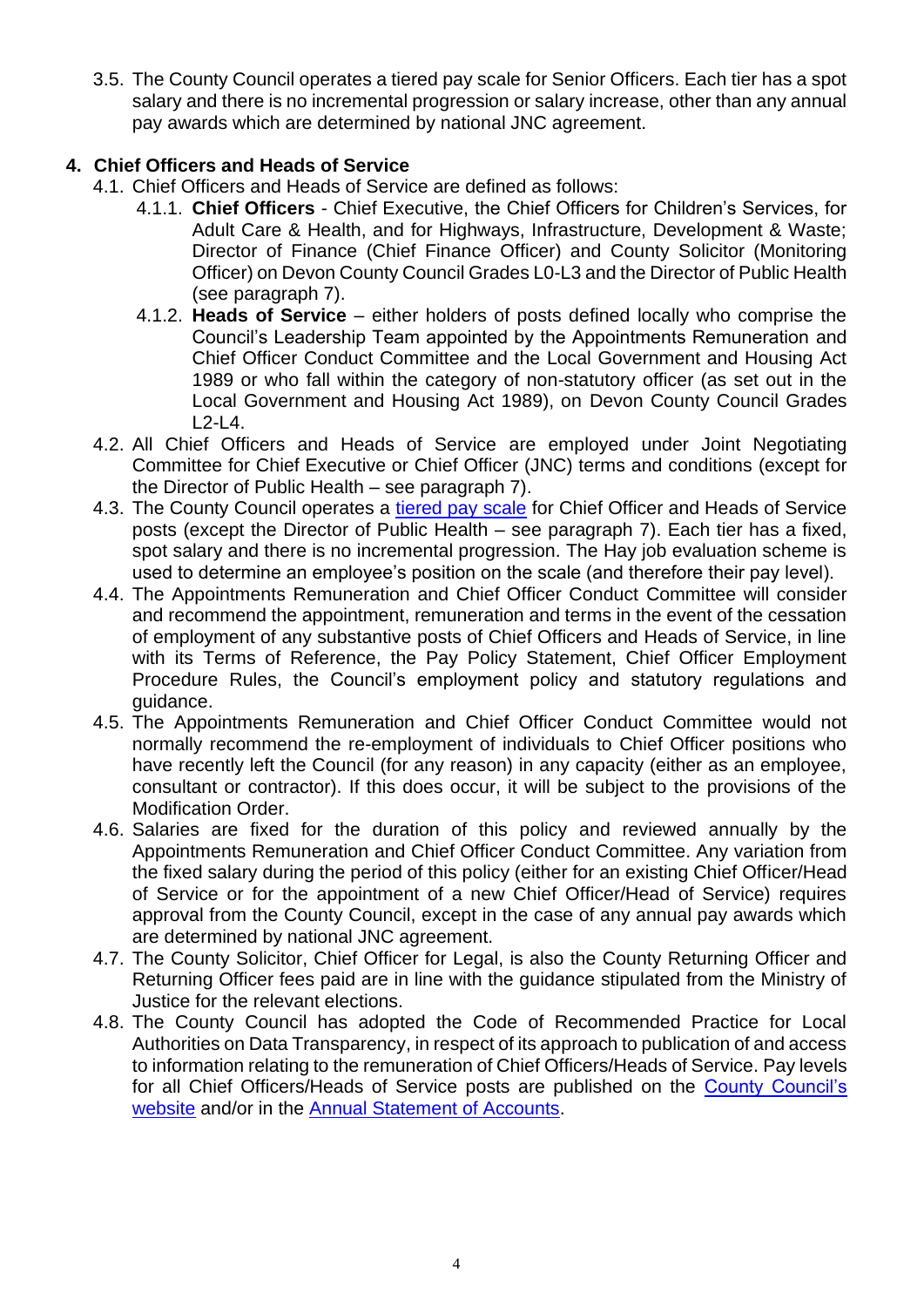3.5. The County Council operates a tiered pay scale for Senior Officers. Each tier has a spot salary and there is no incremental progression or salary increase, other than any annual pay awards which are determined by national JNC agreement.

## 4. Chief Officers and Heads of Service

4.1. Chief Officers and Heads of Service are defined as follows:

4.1.1. **Chief Officers** - Chief Executive, the Chief Officers for Children's Services, for Adult Care & Health, and for Highways, Infrastructure, Development & Waste; Director of Finance (Chief Finance Officer) and County Solicitor (Monitoring Officer) on Devon County Council Grades L0-L3 and the Director of Public Health (see paragraph 7).

4.1.2. **Heads of Service** – either holders of posts defined locally who comprise the Council's Leadership Team appointed by the Appointments Remuneration and Chief Officer Conduct Committee and the Local Government and Housing Act 1989 or who fall within the category of non-statutory officer (as set out in the Local Government and Housing Act 1989), on Devon County Council Grades L2-L4.

4.2. All Chief Officers and Heads of Service are employed under Joint Negotiating Committee for Chief Executive or Chief Officer (JNC) terms and conditions (except for the Director of Public Health – see paragraph 7).

4.3. The County Council operates a tiered pay scale for Chief Officer and Heads of Service posts (except the Director of Public Health – see paragraph 7). Each tier has a fixed, spot salary and there is no incremental progression. The Hay job evaluation scheme is used to determine an employee's position on the scale (and therefore their pay level).

4.4. The Appointments Remuneration and Chief Officer Conduct Committee will consider and recommend the appointment, remuneration and terms in the event of the cessation of employment of any substantive posts of Chief Officers and Heads of Service, in line with its Terms of Reference, the Pay Policy Statement, Chief Officer Employment Procedure Rules, the Council's employment policy and statutory regulations and guidance.

4.5. The Appointments Remuneration and Chief Officer Conduct Committee would not normally recommend the re-employment of individuals to Chief Officer positions who have recently left the Council (for any reason) in any capacity (either as an employee, consultant or contractor). If this does occur, it will be subject to the provisions of the Modification Order.

4.6. Salaries are fixed for the duration of this policy and reviewed annually by the Appointments Remuneration and Chief Officer Conduct Committee. Any variation from the fixed salary during the period of this policy (either for an existing Chief Officer/Head of Service or for the appointment of a new Chief Officer/Head of Service) requires approval from the County Council, except in the case of any annual pay awards which are determined by national JNC agreement.

4.7. The County Solicitor, Chief Officer for Legal, is also the County Returning Officer and Returning Officer fees paid are in line with the guidance stipulated from the Ministry of Justice for the relevant elections.

4.8. The County Council has adopted the Code of Recommended Practice for Local Authorities on Data Transparency, in respect of its approach to publication of and access to information relating to the remuneration of Chief Officers/Heads of Service. Pay levels for all Chief Officers/Heads of Service posts are published on the County Council's website and/or in the Annual Statement of Accounts.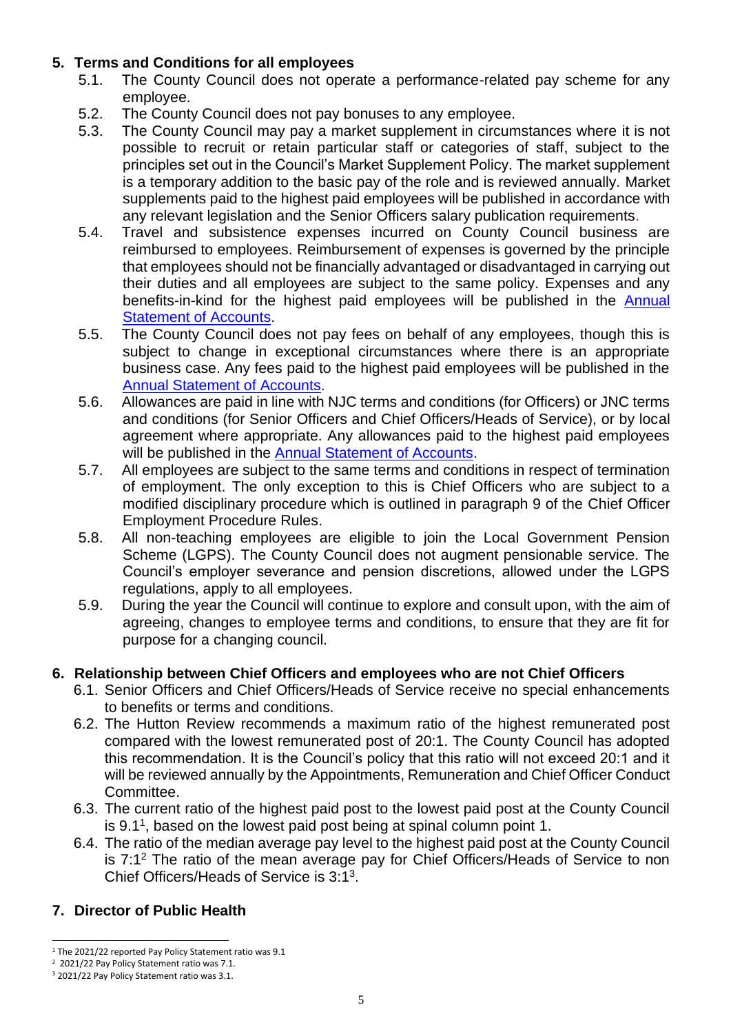## 5. Terms and Conditions for all employees

5.1. The County Council does not operate a performance-related pay scheme for any employee.

5.2. The County Council does not pay bonuses to any employee.

5.3. The County Council may pay a market supplement in circumstances where it is not possible to recruit or retain particular staff or categories of staff, subject to the principles set out in the Council's Market Supplement Policy. The market supplement is a temporary addition to the basic pay of the role and is reviewed annually. Market supplements paid to the highest paid employees will be published in accordance with any relevant legislation and the Senior Officers salary publication requirements.

5.4. Travel and subsistence expenses incurred on County Council business are reimbursed to employees. Reimbursement of expenses is governed by the principle that employees should not be financially advantaged or disadvantaged in carrying out their duties and all employees are subject to the same policy. Expenses and any benefits-in-kind for the highest paid employees will be published in the Annual Statement of Accounts.

5.5. The County Council does not pay fees on behalf of any employees, though this is subject to change in exceptional circumstances where there is an appropriate business case. Any fees paid to the highest paid employees will be published in the Annual Statement of Accounts.

5.6. Allowances are paid in line with NJC terms and conditions (for Officers) or JNC terms and conditions (for Senior Officers and Chief Officers/Heads of Service), or by local agreement where appropriate. Any allowances paid to the highest paid employees will be published in the Annual Statement of Accounts.

5.7. All employees are subject to the same terms and conditions in respect of termination of employment. The only exception to this is Chief Officers who are subject to a modified disciplinary procedure which is outlined in paragraph 9 of the Chief Officer Employment Procedure Rules.

5.8. All non-teaching employees are eligible to join the Local Government Pension Scheme (LGPS). The County Council does not augment pensionable service. The Council's employer severance and pension discretions, allowed under the LGPS regulations, apply to all employees.

5.9. During the year the Council will continue to explore and consult upon, with the aim of agreeing, changes to employee terms and conditions, to ensure that they are fit for purpose for a changing council.

## 6. Relationship between Chief Officers and employees who are not Chief Officers

6.1. Senior Officers and Chief Officers/Heads of Service receive no special enhancements to benefits or terms and conditions.

6.2. The Hutton Review recommends a maximum ratio of the highest remunerated post compared with the lowest remunerated post of 20:1. The County Council has adopted this recommendation. It is the Council's policy that this ratio will not exceed 20:1 and it will be reviewed annually by the Appointments, Remuneration and Chief Officer Conduct Committee.

6.3. The current ratio of the highest paid post to the lowest paid post at the County Council is 9.1[1], based on the lowest paid post being at spinal column point 1.

6.4. The ratio of the median average pay level to the highest paid post at the County Council is 7:1[2] The ratio of the mean average pay for Chief Officers/Heads of Service to non Chief Officers/Heads of Service is 3:1[3].

## 7. Director of Public Health

[1] The 2021/22 reported Pay Policy Statement ratio was 9.1

[2] 2021/22 Pay Policy Statement ratio was 7.1.

[3] 2021/22 Pay Policy Statement ratio was 3.1.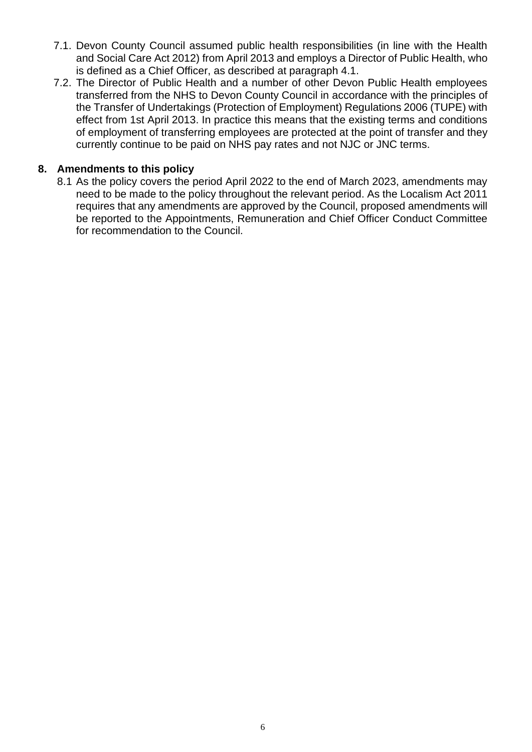7.1. Devon County Council assumed public health responsibilities (in line with the Health and Social Care Act 2012) from April 2013 and employs a Director of Public Health, who is defined as a Chief Officer, as described at paragraph 4.1.

7.2. The Director of Public Health and a number of other Devon Public Health employees transferred from the NHS to Devon County Council in accordance with the principles of the Transfer of Undertakings (Protection of Employment) Regulations 2006 (TUPE) with effect from 1st April 2013. In practice this means that the existing terms and conditions of employment of transferring employees are protected at the point of transfer and they currently continue to be paid on NHS pay rates and not NJC or JNC terms.

## 8. Amendments to this policy

8.1 As the policy covers the period April 2022 to the end of March 2023, amendments may need to be made to the policy throughout the relevant period. As the Localism Act 2011 requires that any amendments are approved by the Council, proposed amendments will be reported to the Appointments, Remuneration and Chief Officer Conduct Committee for recommendation to the Council.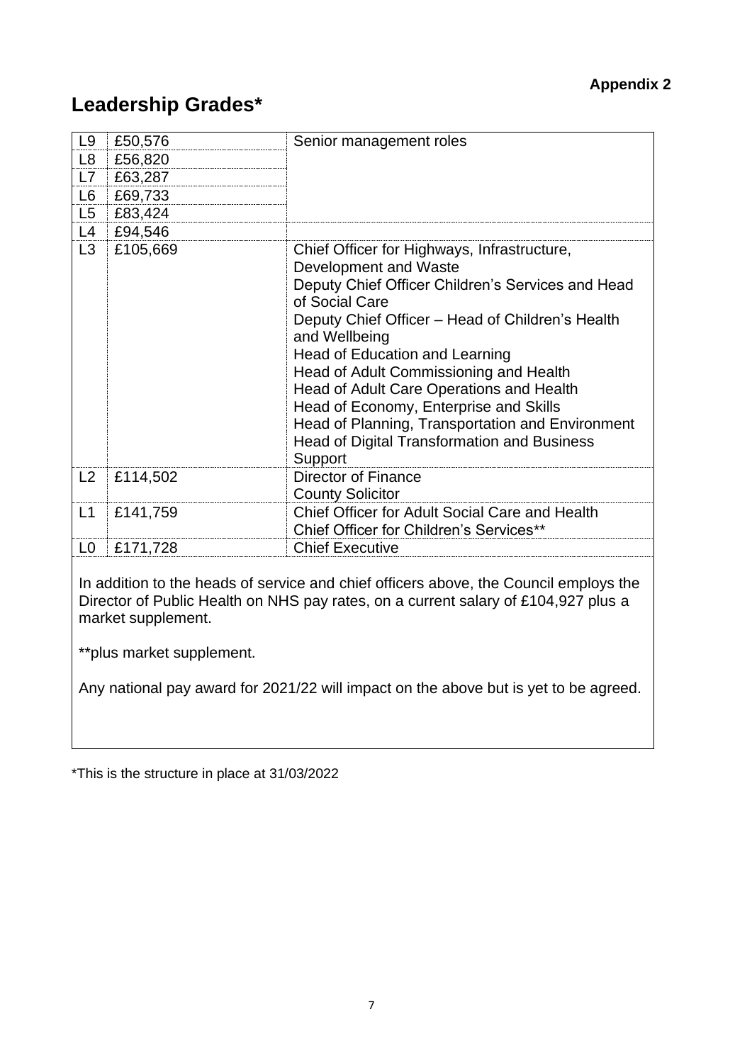**Appendix 2**

# Leadership Grades*

| | | |
|---|---|---|
| L9 | £50,576 | Senior management roles |
| L8 | £56,820 | |
| L7 | £63,287 | |
| L6 | £69,733 | |
| L5 | £83,424 | |
| L4 | £94,546 | |
| L3 | £105,669 | Chief Officer for Highways, Infrastructure, Development and Waste<br>Deputy Chief Officer Children's Services and Head of Social Care<br>Deputy Chief Officer – Head of Children's Health and Wellbeing<br>Head of Education and Learning<br>Head of Adult Commissioning and Health<br>Head of Adult Care Operations and Health<br>Head of Economy, Enterprise and Skills<br>Head of Planning, Transportation and Environment<br>Head of Digital Transformation and Business Support |
| L2 | £114,502 | Director of Finance<br>County Solicitor |
| L1 | £141,759 | Chief Officer for Adult Social Care and Health<br>Chief Officer for Children's Services** |
| L0 | £171,728 | Chief Executive |

In addition to the heads of service and chief officers above, the Council employs the Director of Public Health on NHS pay rates, on a current salary of £104,927 plus a market supplement.

**plus market supplement.

Any national pay award for 2021/22 will impact on the above but is yet to be agreed.

*This is the structure in place at 31/03/2022